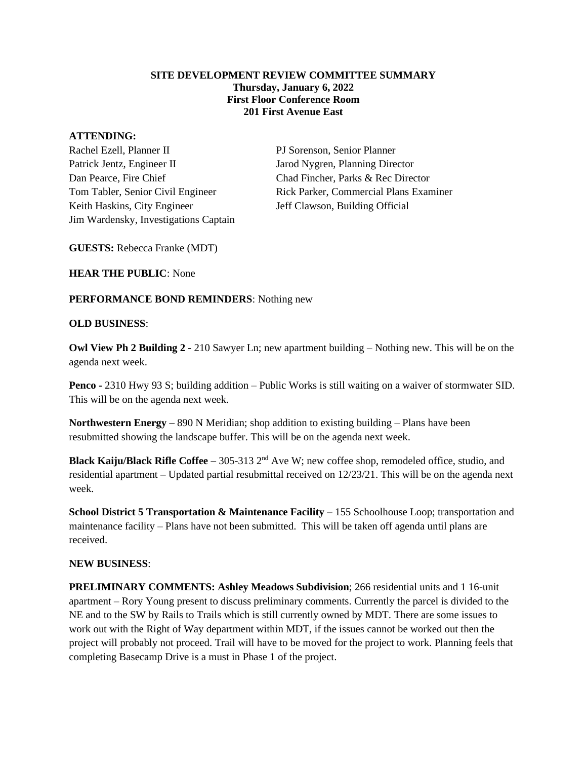**SITE DEVELOPMENT REVIEW COMMITTEE SUMMARY**
**Thursday, January 6, 2022**
**First Floor Conference Room**
**201 First Avenue East**

**ATTENDING:**

Rachel Ezell, Planner II
Patrick Jentz, Engineer II
Dan Pearce, Fire Chief
Tom Tabler, Senior Civil Engineer
Keith Haskins, City Engineer
Jim Wardensky, Investigations Captain
PJ Sorenson, Senior Planner
Jarod Nygren, Planning Director
Chad Fincher, Parks & Rec Director
Rick Parker, Commercial Plans Examiner
Jeff Clawson, Building Official

**GUESTS:** Rebecca Franke (MDT)

**HEAR THE PUBLIC**: None

**PERFORMANCE BOND REMINDERS**: Nothing new

**OLD BUSINESS**:

**Owl View Ph 2 Building 2 -** 210 Sawyer Ln; new apartment building – Nothing new. This will be on the agenda next week.

**Penco -** 2310 Hwy 93 S; building addition – Public Works is still waiting on a waiver of stormwater SID. This will be on the agenda next week.

**Northwestern Energy –** 890 N Meridian; shop addition to existing building – Plans have been resubmitted showing the landscape buffer. This will be on the agenda next week.

**Black Kaiju/Black Rifle Coffee –** 305-313 2nd Ave W; new coffee shop, remodeled office, studio, and residential apartment – Updated partial resubmittal received on 12/23/21. This will be on the agenda next week.

**School District 5 Transportation & Maintenance Facility –** 155 Schoolhouse Loop; transportation and maintenance facility – Plans have not been submitted. This will be taken off agenda until plans are received.

**NEW BUSINESS**:

**PRELIMINARY COMMENTS: Ashley Meadows Subdivision**; 266 residential units and 1 16-unit apartment – Rory Young present to discuss preliminary comments. Currently the parcel is divided to the NE and to the SW by Rails to Trails which is still currently owned by MDT. There are some issues to work out with the Right of Way department within MDT, if the issues cannot be worked out then the project will probably not proceed. Trail will have to be moved for the project to work. Planning feels that completing Basecamp Drive is a must in Phase 1 of the project.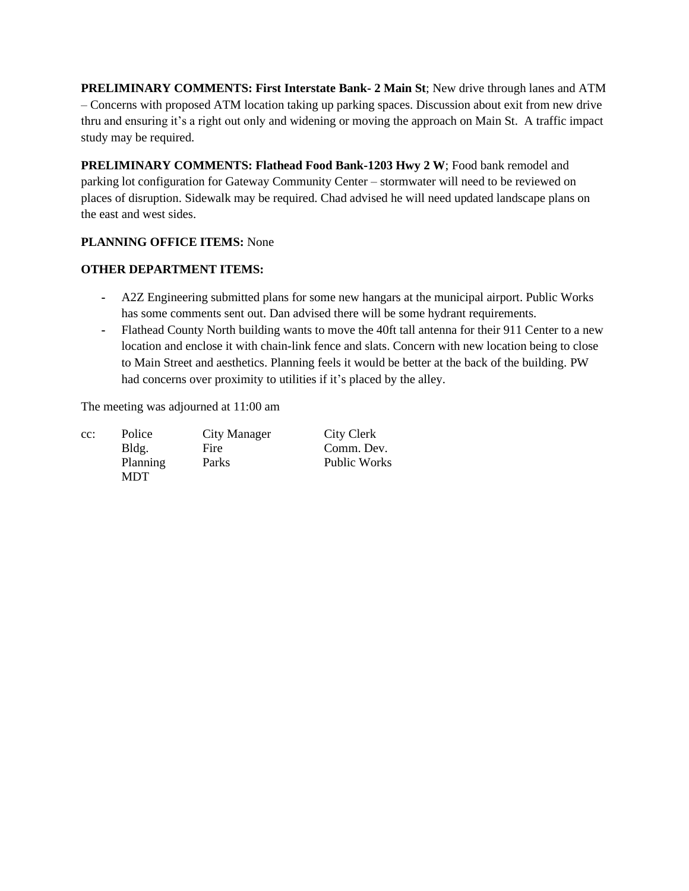**PRELIMINARY COMMENTS: First Interstate Bank- 2 Main St**; New drive through lanes and ATM – Concerns with proposed ATM location taking up parking spaces. Discussion about exit from new drive thru and ensuring it's a right out only and widening or moving the approach on Main St. A traffic impact study may be required.

**PRELIMINARY COMMENTS: Flathead Food Bank-1203 Hwy 2 W**; Food bank remodel and parking lot configuration for Gateway Community Center – stormwater will need to be reviewed on places of disruption. Sidewalk may be required. Chad advised he will need updated landscape plans on the east and west sides.

**PLANNING OFFICE ITEMS:** None

**OTHER DEPARTMENT ITEMS:**

- A2Z Engineering submitted plans for some new hangars at the municipal airport. Public Works has some comments sent out. Dan advised there will be some hydrant requirements.
- Flathead County North building wants to move the 40ft tall antenna for their 911 Center to a new location and enclose it with chain-link fence and slats. Concern with new location being to close to Main Street and aesthetics. Planning feels it would be better at the back of the building. PW had concerns over proximity to utilities if it's placed by the alley.

The meeting was adjourned at 11:00 am

| | | | |
|---|---|---|---|
| cc: | Police | City Manager | City Clerk |
| | Bldg. | Fire | Comm. Dev. |
| | Planning | Parks | Public Works |
| | MDT | | |